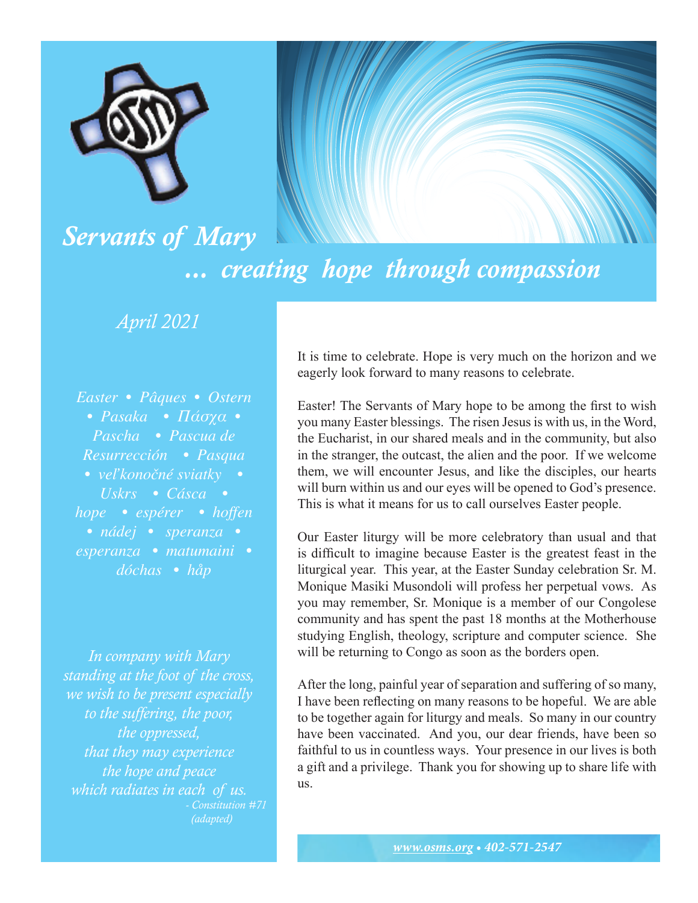# *Servants of Mary*

## *... creating hope through compassion*

*April 2021*

*Easter • Pâques • Ostern • Pasaka • Πάσχα • Pascha • Pascua de Resurrección • Pasqua • veľkonočné sviatky • Uskrs • Cásca • hope • espérer • hoffen • nádej • speranza • esperanza • matumaini • dóchas • håp*

*In company with Mary*
*standing at the foot of the cross,*
*we wish to be present especially*
*to the suffering, the poor,*
*the oppressed,*
*that they may experience*
*the hope and peace*
*which radiates in each of us.*
*- Constitution #71 (adapted)*

It is time to celebrate. Hope is very much on the horizon and we eagerly look forward to many reasons to celebrate.

Easter! The Servants of Mary hope to be among the first to wish you many Easter blessings. The risen Jesus is with us, in the Word, the Eucharist, in our shared meals and in the community, but also in the stranger, the outcast, the alien and the poor. If we welcome them, we will encounter Jesus, and like the disciples, our hearts will burn within us and our eyes will be opened to God's presence. This is what it means for us to call ourselves Easter people.

Our Easter liturgy will be more celebratory than usual and that is difficult to imagine because Easter is the greatest feast in the liturgical year. This year, at the Easter Sunday celebration Sr. M. Monique Masiki Musondoli will profess her perpetual vows. As you may remember, Sr. Monique is a member of our Congolese community and has spent the past 18 months at the Motherhouse studying English, theology, scripture and computer science. She will be returning to Congo as soon as the borders open.

After the long, painful year of separation and suffering of so many, I have been reflecting on many reasons to be hopeful. We are able to be together again for liturgy and meals. So many in our country have been vaccinated. And you, our dear friends, have been so faithful to us in countless ways. Your presence in our lives is both a gift and a privilege. Thank you for showing up to share life with us.

*www.osms.org • 402-571-2547*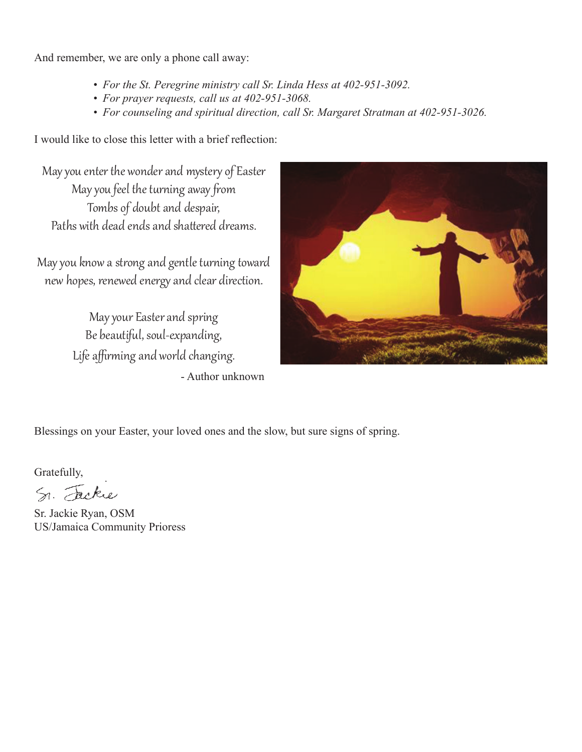And remember, we are only a phone call away:

- *For the St. Peregrine ministry call Sr. Linda Hess at 402-951-3092.*
- *For prayer requests, call us at 402-951-3068.*
- *For counseling and spiritual direction, call Sr. Margaret Stratman at 402-951-3026.*

I would like to close this letter with a brief reflection:

May you enter the wonder and mystery of Easter
May you feel the turning away from
Tombs of doubt and despair,
Paths with dead ends and shattered dreams.

May you know a strong and gentle turning toward
new hopes, renewed energy and clear direction.

May your Easter and spring
Be beautiful, soul-expanding,
Life affirming and world changing.

\- Author unknown

Blessings on your Easter, your loved ones and the slow, but sure signs of spring.

Gratefully,

Sr. Jackie

Sr. Jackie Ryan, OSM
US/Jamaica Community Prioress